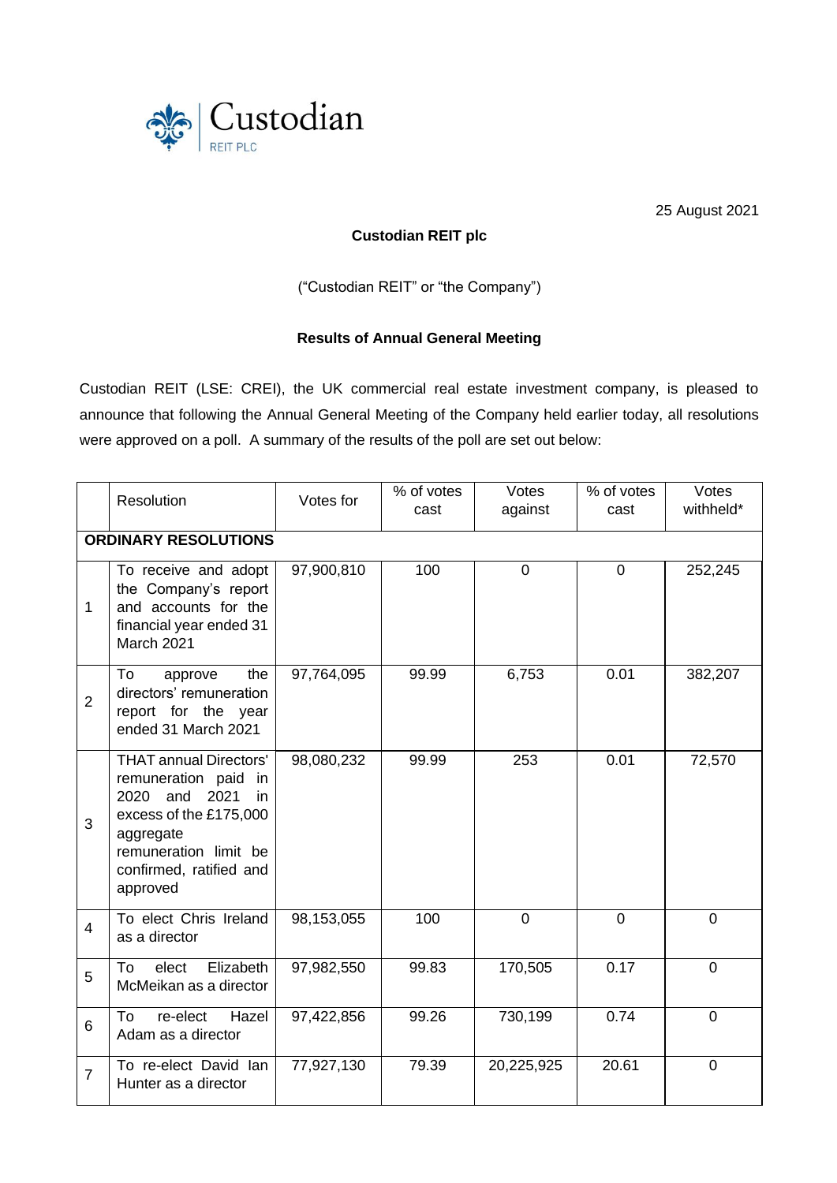Custodian REIT PLC

25 August 2021

**Custodian REIT plc**

("Custodian REIT" or "the Company")

**Results of Annual General Meeting**

Custodian REIT (LSE: CREI), the UK commercial real estate investment company, is pleased to announce that following the Annual General Meeting of the Company held earlier today, all resolutions were approved on a poll. A summary of the results of the poll are set out below:

| | Resolution | Votes for | % of votes cast | Votes against | % of votes cast | Votes withheld* |
|---|---|---|---|---|---|---|
| **ORDINARY RESOLUTIONS** | | | | | | |
| 1 | To receive and adopt the Company's report and accounts for the financial year ended 31 March 2021 | 97,900,810 | 100 | 0 | 0 | 252,245 |
| 2 | To approve the directors' remuneration report for the year ended 31 March 2021 | 97,764,095 | 99.99 | 6,753 | 0.01 | 382,207 |
| 3 | THAT annual Directors' remuneration paid in 2020 and 2021 in excess of the £175,000 aggregate remuneration limit be confirmed, ratified and approved | 98,080,232 | 99.99 | 253 | 0.01 | 72,570 |
| 4 | To elect Chris Ireland as a director | 98,153,055 | 100 | 0 | 0 | 0 |
| 5 | To elect Elizabeth McMeikan as a director | 97,982,550 | 99.83 | 170,505 | 0.17 | 0 |
| 6 | To re-elect Hazel Adam as a director | 97,422,856 | 99.26 | 730,199 | 0.74 | 0 |
| 7 | To re-elect David Ian Hunter as a director | 77,927,130 | 79.39 | 20,225,925 | 20.61 | 0 |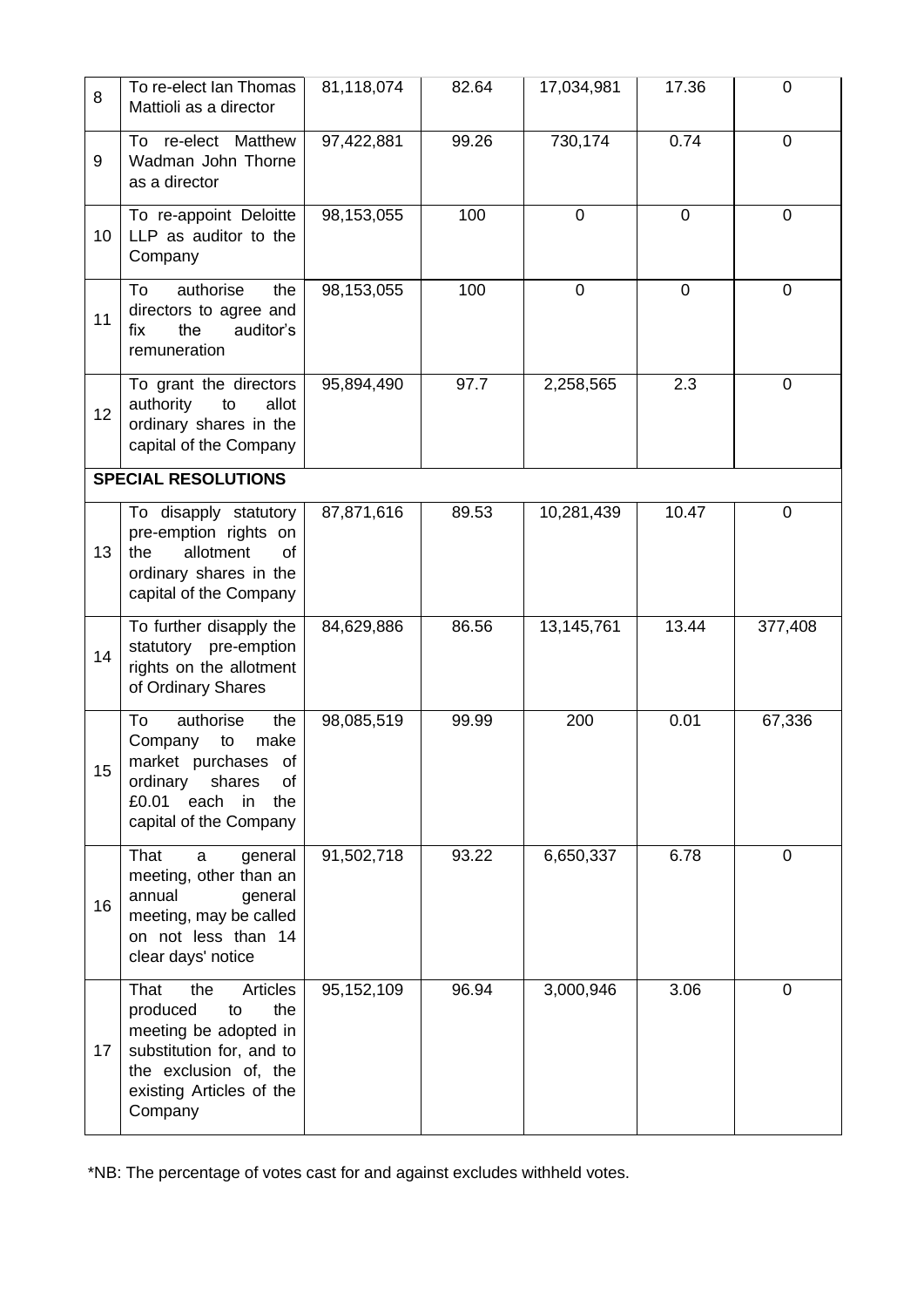| | | | | | | |
|---|---|---|---|---|---|---|
| 8 | To re-elect Ian Thomas Mattioli as a director | 81,118,074 | 82.64 | 17,034,981 | 17.36 | 0 |
| 9 | To re-elect Matthew Wadman John Thorne as a director | 97,422,881 | 99.26 | 730,174 | 0.74 | 0 |
| 10 | To re-appoint Deloitte LLP as auditor to the Company | 98,153,055 | 100 | 0 | 0 | 0 |
| 11 | To authorise the directors to agree and fix the auditor's remuneration | 98,153,055 | 100 | 0 | 0 | 0 |
| 12 | To grant the directors authority to allot ordinary shares in the capital of the Company | 95,894,490 | 97.7 | 2,258,565 | 2.3 | 0 |
| **SPECIAL RESOLUTIONS** | | | | | | |
| 13 | To disapply statutory pre-emption rights on the allotment of ordinary shares in the capital of the Company | 87,871,616 | 89.53 | 10,281,439 | 10.47 | 0 |
| 14 | To further disapply the statutory pre-emption rights on the allotment of Ordinary Shares | 84,629,886 | 86.56 | 13,145,761 | 13.44 | 377,408 |
| 15 | To authorise the Company to make market purchases of ordinary shares of £0.01 each in the capital of the Company | 98,085,519 | 99.99 | 200 | 0.01 | 67,336 |
| 16 | That a general meeting, other than an annual general meeting, may be called on not less than 14 clear days' notice | 91,502,718 | 93.22 | 6,650,337 | 6.78 | 0 |
| 17 | That the Articles produced to the meeting be adopted in substitution for, and to the exclusion of, the existing Articles of the Company | 95,152,109 | 96.94 | 3,000,946 | 3.06 | 0 |

*NB: The percentage of votes cast for and against excludes withheld votes.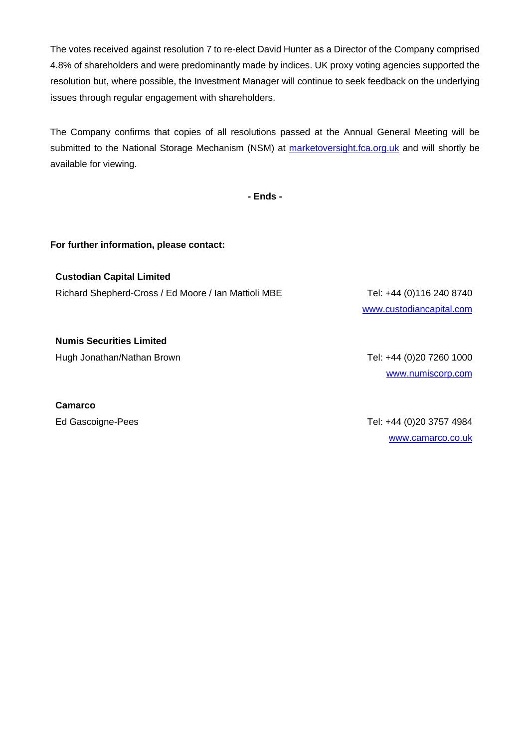The votes received against resolution 7 to re-elect David Hunter as a Director of the Company comprised 4.8% of shareholders and were predominantly made by indices. UK proxy voting agencies supported the resolution but, where possible, the Investment Manager will continue to seek feedback on the underlying issues through regular engagement with shareholders.

The Company confirms that copies of all resolutions passed at the Annual General Meeting will be submitted to the National Storage Mechanism (NSM) at [marketoversight.fca.org.uk](http://marketoversight.fca.org.uk) and will shortly be available for viewing.

**- Ends -**

**For further information, please contact:**

**Custodian Capital Limited**
Richard Shepherd-Cross / Ed Moore / Ian Mattioli MBE — Tel: +44 (0)116 240 8740
[www.custodiancapital.com](http://www.custodiancapital.com)

**Numis Securities Limited**
Hugh Jonathan/Nathan Brown — Tel: +44 (0)20 7260 1000
[www.numiscorp.com](http://www.numiscorp.com)

**Camarco**
Ed Gascoigne-Pees — Tel: +44 (0)20 3757 4984
[www.camarco.co.uk](http://www.camarco.co.uk)